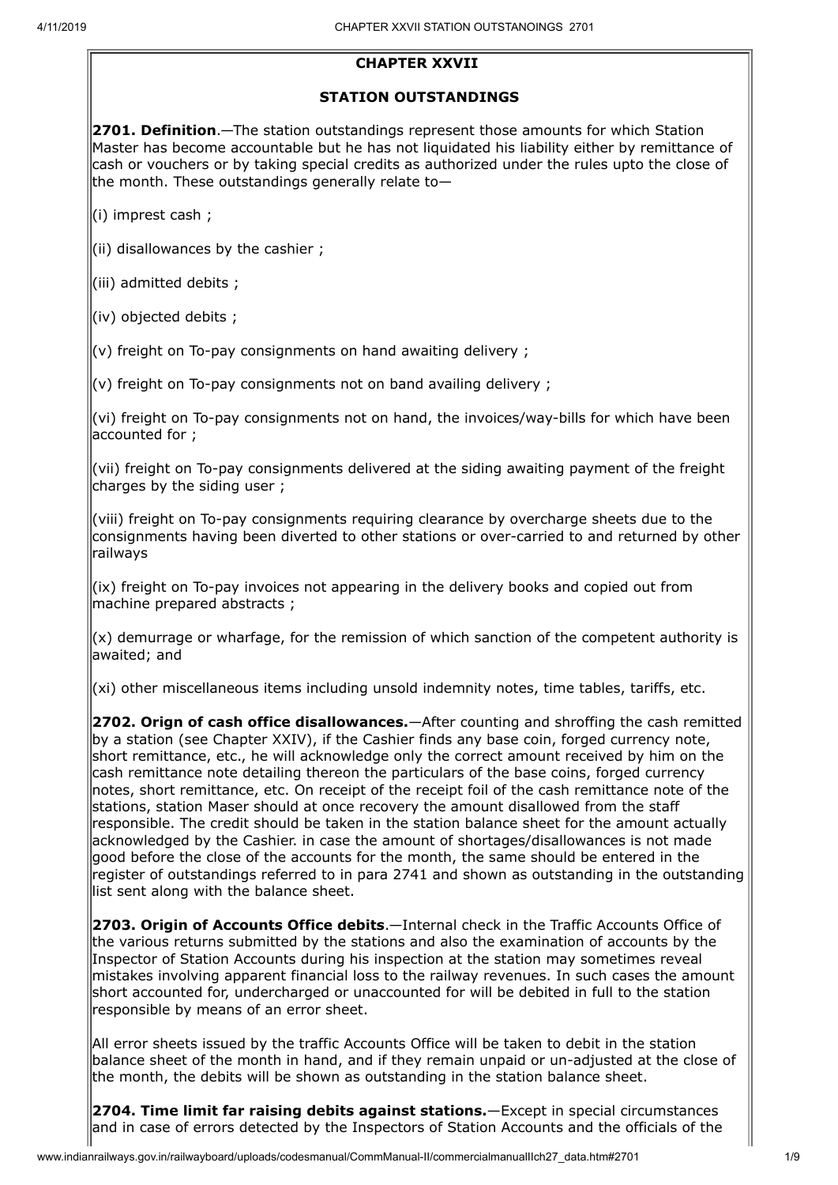# CHAPTER XXVII

## STATION OUTSTANDINGS

**2701. Definition**.—The station outstandings represent those amounts for which Station Master has become accountable but he has not liquidated his liability either by remittance of cash or vouchers or by taking special credits as authorized under the rules upto the close of the month. These outstandings generally relate to—

(i) imprest cash ;

(ii) disallowances by the cashier ;

(iii) admitted debits ;

(iv) objected debits ;

(v) freight on To-pay consignments on hand awaiting delivery ;

(v) freight on To-pay consignments not on band availing delivery ;

(vi) freight on To-pay consignments not on hand, the invoices/way-bills for which have been accounted for ;

(vii) freight on To-pay consignments delivered at the siding awaiting payment of the freight charges by the siding user ;

(viii) freight on To-pay consignments requiring clearance by overcharge sheets due to the consignments having been diverted to other stations or over-carried to and returned by other railways

(ix) freight on To-pay invoices not appearing in the delivery books and copied out from machine prepared abstracts ;

(x) demurrage or wharfage, for the remission of which sanction of the competent authority is awaited; and

(xi) other miscellaneous items including unsold indemnity notes, time tables, tariffs, etc.

**2702. Orgin of cash office disallowances.**—After counting and shroffing the cash remitted by a station (see Chapter XXIV), if the Cashier finds any base coin, forged currency note, short remittance, etc., he will acknowledge only the correct amount received by him on the cash remittance note detailing thereon the particulars of the base coins, forged currency notes, short remittance, etc. On receipt of the receipt foil of the cash remittance note of the stations, station Maser should at once recovery the amount disallowed from the staff responsible. The credit should be taken in the station balance sheet for the amount actually acknowledged by the Cashier. in case the amount of shortages/disallowances is not made good before the close of the accounts for the month, the same should be entered in the register of outstandings referred to in para 2741 and shown as outstanding in the outstanding list sent along with the balance sheet.

**2703. Origin of Accounts Office debits**.—Internal check in the Traffic Accounts Office of the various returns submitted by the stations and also the examination of accounts by the Inspector of Station Accounts during his inspection at the station may sometimes reveal mistakes involving apparent financial loss to the railway revenues. In such cases the amount short accounted for, undercharged or unaccounted for will be debited in full to the station responsible by means of an error sheet.

All error sheets issued by the traffic Accounts Office will be taken to debit in the station balance sheet of the month in hand, and if they remain unpaid or un-adjusted at the close of the month, the debits will be shown as outstanding in the station balance sheet.

**2704. Time limit far raising debits against stations.**—Except in special circumstances and in case of errors detected by the Inspectors of Station Accounts and the officials of the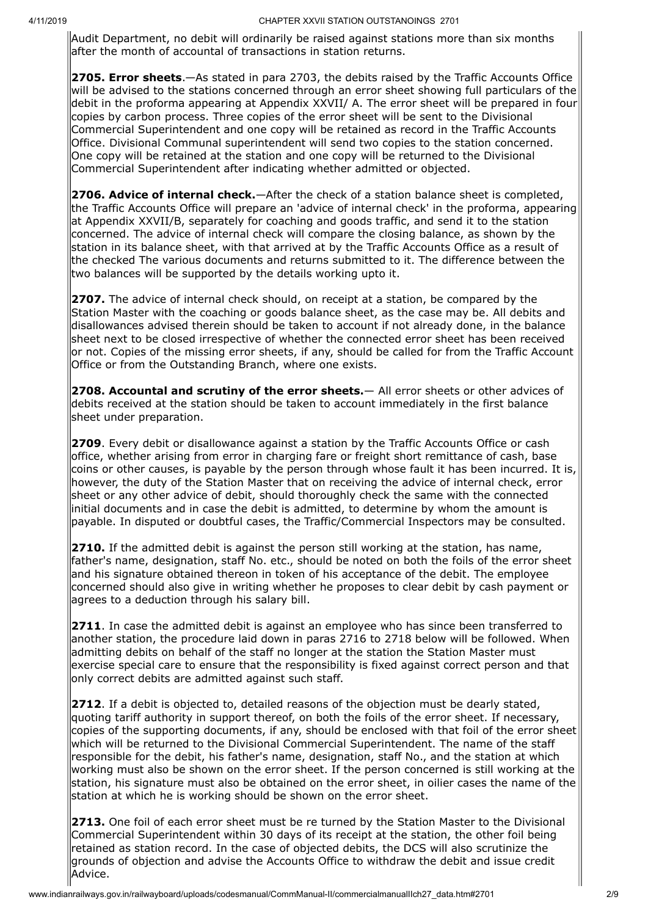Audit Department, no debit will ordinarily be raised against stations more than six months after the month of accountal of transactions in station returns.

**2705. Error sheets**.—As stated in para 2703, the debits raised by the Traffic Accounts Office will be advised to the stations concerned through an error sheet showing full particulars of the debit in the proforma appearing at Appendix XXVII/ A. The error sheet will be prepared in four copies by carbon process. Three copies of the error sheet will be sent to the Divisional Commercial Superintendent and one copy will be retained as record in the Traffic Accounts Office. Divisional Communal superintendent will send two copies to the station concerned. One copy will be retained at the station and one copy will be returned to the Divisional Commercial Superintendent after indicating whether admitted or objected.

**2706. Advice of internal check.**—After the check of a station balance sheet is completed, the Traffic Accounts Office will prepare an 'advice of internal check' in the proforma, appearing at Appendix XXVII/B, separately for coaching and goods traffic, and send it to the station concerned. The advice of internal check will compare the closing balance, as shown by the station in its balance sheet, with that arrived at by the Traffic Accounts Office as a result of the checked The various documents and returns submitted to it. The difference between the two balances will be supported by the details working upto it.

**2707.** The advice of internal check should, on receipt at a station, be compared by the Station Master with the coaching or goods balance sheet, as the case may be. All debits and disallowances advised therein should be taken to account if not already done, in the balance sheet next to be closed irrespective of whether the connected error sheet has been received or not. Copies of the missing error sheets, if any, should be called for from the Traffic Account Office or from the Outstanding Branch, where one exists.

**2708. Accountal and scrutiny of the error sheets.**— All error sheets or other advices of debits received at the station should be taken to account immediately in the first balance sheet under preparation.

**2709**. Every debit or disallowance against a station by the Traffic Accounts Office or cash office, whether arising from error in charging fare or freight short remittance of cash, base coins or other causes, is payable by the person through whose fault it has been incurred. It is, however, the duty of the Station Master that on receiving the advice of internal check, error sheet or any other advice of debit, should thoroughly check the same with the connected initial documents and in case the debit is admitted, to determine by whom the amount is payable. In disputed or doubtful cases, the Traffic/Commercial Inspectors may be consulted.

**2710.** If the admitted debit is against the person still working at the station, has name, father's name, designation, staff No. etc., should be noted on both the foils of the error sheet and his signature obtained thereon in token of his acceptance of the debit. The employee concerned should also give in writing whether he proposes to clear debit by cash payment or agrees to a deduction through his salary bill.

**2711**. In case the admitted debit is against an employee who has since been transferred to another station, the procedure laid down in paras 2716 to 2718 below will be followed. When admitting debits on behalf of the staff no longer at the station the Station Master must exercise special care to ensure that the responsibility is fixed against correct person and that only correct debits are admitted against such staff.

**2712**. If a debit is objected to, detailed reasons of the objection must be dearly stated, quoting tariff authority in support thereof, on both the foils of the error sheet. If necessary, copies of the supporting documents, if any, should be enclosed with that foil of the error sheet which will be returned to the Divisional Commercial Superintendent. The name of the staff responsible for the debit, his father's name, designation, staff No., and the station at which working must also be shown on the error sheet. If the person concerned is still working at the station, his signature must also be obtained on the error sheet, in oilier cases the name of the station at which he is working should be shown on the error sheet.

**2713.** One foil of each error sheet must be re turned by the Station Master to the Divisional Commercial Superintendent within 30 days of its receipt at the station, the other foil being retained as station record. In the case of objected debits, the DCS will also scrutinize the grounds of objection and advise the Accounts Office to withdraw the debit and issue credit Advice.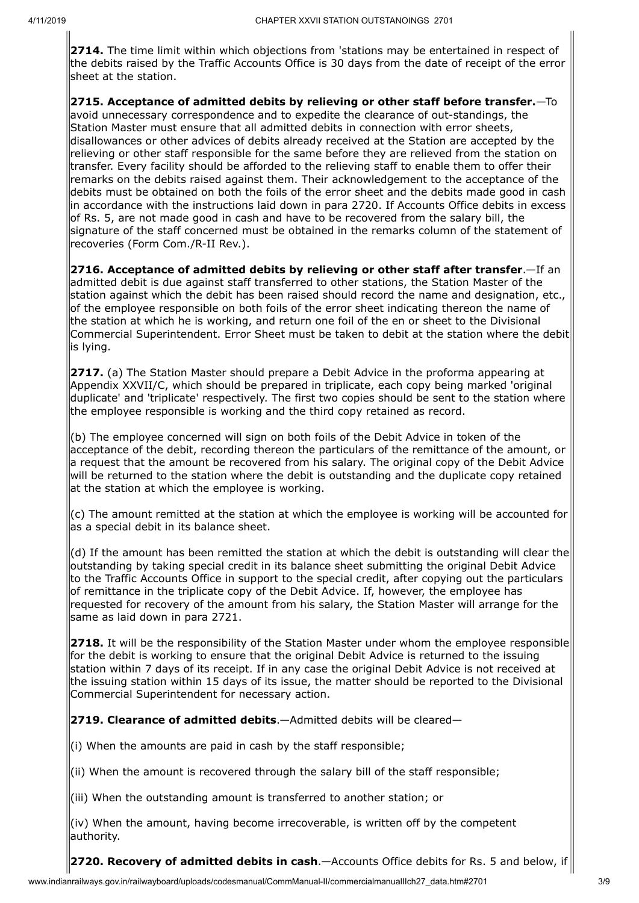**2714.** The time limit within which objections from 'stations may be entertained in respect of the debits raised by the Traffic Accounts Office is 30 days from the date of receipt of the error sheet at the station.

**2715. Acceptance of admitted debits by relieving or other staff before transfer.**—To avoid unnecessary correspondence and to expedite the clearance of out-standings, the Station Master must ensure that all admitted debits in connection with error sheets, disallowances or other advices of debits already received at the Station are accepted by the relieving or other staff responsible for the same before they are relieved from the station on transfer. Every facility should be afforded to the relieving staff to enable them to offer their remarks on the debits raised against them. Their acknowledgement to the acceptance of the debits must be obtained on both the foils of the error sheet and the debits made good in cash in accordance with the instructions laid down in para 2720. If Accounts Office debits in excess of Rs. 5, are not made good in cash and have to be recovered from the salary bill, the signature of the staff concerned must be obtained in the remarks column of the statement of recoveries (Form Com./R-II Rev.).

**2716. Acceptance of admitted debits by relieving or other staff after transfer**.—If an admitted debit is due against staff transferred to other stations, the Station Master of the station against which the debit has been raised should record the name and designation, etc., of the employee responsible on both foils of the error sheet indicating thereon the name of the station at which he is working, and return one foil of the en or sheet to the Divisional Commercial Superintendent. Error Sheet must be taken to debit at the station where the debit is lying.

**2717.** (a) The Station Master should prepare a Debit Advice in the proforma appearing at Appendix XXVII/C, which should be prepared in triplicate, each copy being marked 'original duplicate' and 'triplicate' respectively. The first two copies should be sent to the station where the employee responsible is working and the third copy retained as record.

(b) The employee concerned will sign on both foils of the Debit Advice in token of the acceptance of the debit, recording thereon the particulars of the remittance of the amount, or a request that the amount be recovered from his salary. The original copy of the Debit Advice will be returned to the station where the debit is outstanding and the duplicate copy retained at the station at which the employee is working.

(c) The amount remitted at the station at which the employee is working will be accounted for as a special debit in its balance sheet.

(d) If the amount has been remitted the station at which the debit is outstanding will clear the outstanding by taking special credit in its balance sheet submitting the original Debit Advice to the Traffic Accounts Office in support to the special credit, after copying out the particulars of remittance in the triplicate copy of the Debit Advice. If, however, the employee has requested for recovery of the amount from his salary, the Station Master will arrange for the same as laid down in para 2721.

**2718.** It will be the responsibility of the Station Master under whom the employee responsible for the debit is working to ensure that the original Debit Advice is returned to the issuing station within 7 days of its receipt. If in any case the original Debit Advice is not received at the issuing station within 15 days of its issue, the matter should be reported to the Divisional Commercial Superintendent for necessary action.

**2719. Clearance of admitted debits**.—Admitted debits will be cleared—

(i) When the amounts are paid in cash by the staff responsible;

(ii) When the amount is recovered through the salary bill of the staff responsible;

(iii) When the outstanding amount is transferred to another station; or

(iv) When the amount, having become irrecoverable, is written off by the competent authority.

**2720. Recovery of admitted debits in cash**.—Accounts Office debits for Rs. 5 and below, if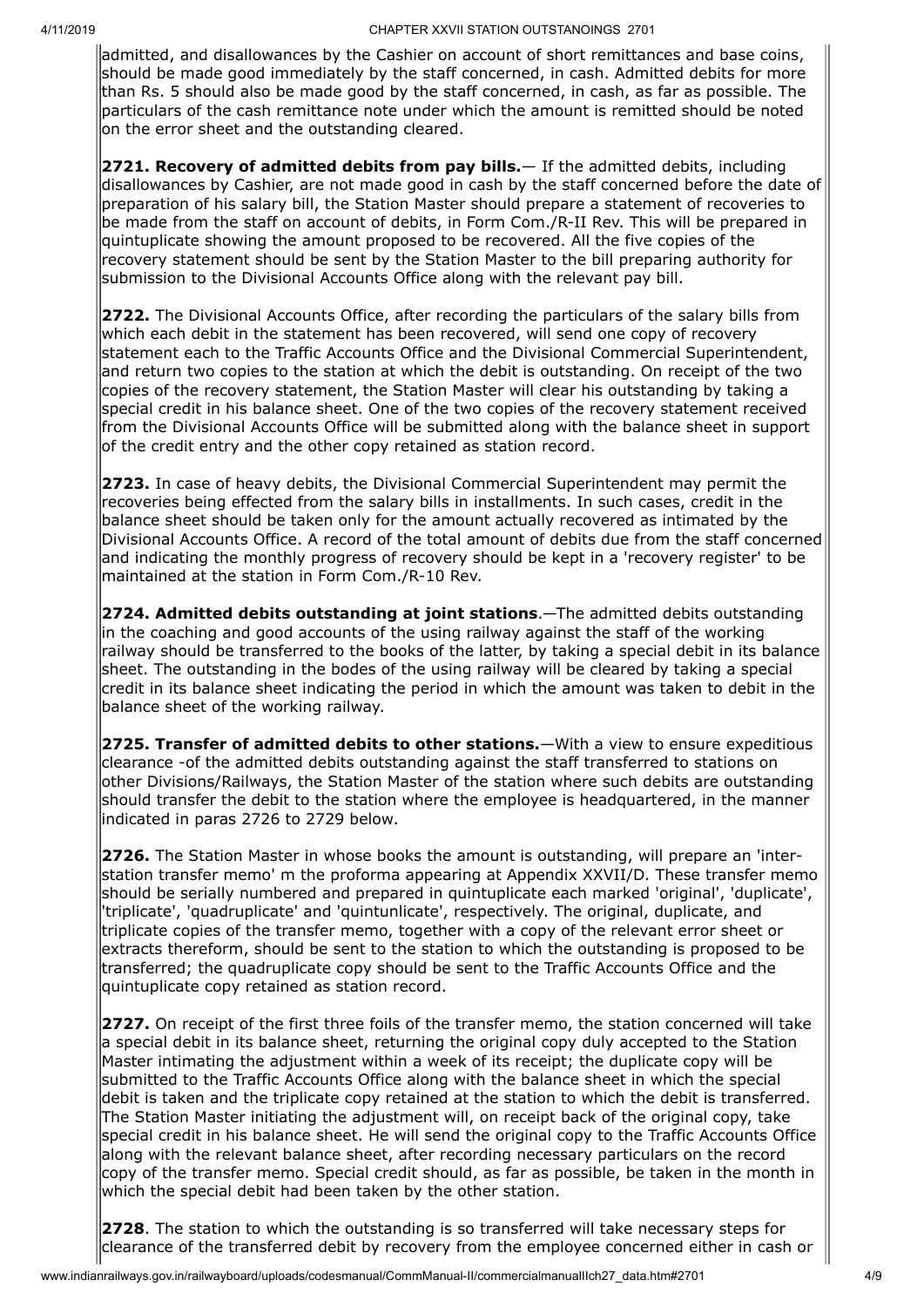admitted, and disallowances by the Cashier on account of short remittances and base coins, should be made good immediately by the staff concerned, in cash. Admitted debits for more than Rs. 5 should also be made good by the staff concerned, in cash, as far as possible. The particulars of the cash remittance note under which the amount is remitted should be noted on the error sheet and the outstanding cleared.

**2721. Recovery of admitted debits from pay bills.**— If the admitted debits, including disallowances by Cashier, are not made good in cash by the staff concerned before the date of preparation of his salary bill, the Station Master should prepare a statement of recoveries to be made from the staff on account of debits, in Form Com./R-II Rev. This will be prepared in quintuplicate showing the amount proposed to be recovered. All the five copies of the recovery statement should be sent by the Station Master to the bill preparing authority for submission to the Divisional Accounts Office along with the relevant pay bill.

**2722.** The Divisional Accounts Office, after recording the particulars of the salary bills from which each debit in the statement has been recovered, will send one copy of recovery statement each to the Traffic Accounts Office and the Divisional Commercial Superintendent, and return two copies to the station at which the debit is outstanding. On receipt of the two copies of the recovery statement, the Station Master will clear his outstanding by taking a special credit in his balance sheet. One of the two copies of the recovery statement received from the Divisional Accounts Office will be submitted along with the balance sheet in support of the credit entry and the other copy retained as station record.

**2723.** In case of heavy debits, the Divisional Commercial Superintendent may permit the recoveries being effected from the salary bills in installments. In such cases, credit in the balance sheet should be taken only for the amount actually recovered as intimated by the Divisional Accounts Office. A record of the total amount of debits due from the staff concerned and indicating the monthly progress of recovery should be kept in a 'recovery register' to be maintained at the station in Form Com./R-10 Rev.

**2724. Admitted debits outstanding at joint stations**.—The admitted debits outstanding in the coaching and good accounts of the using railway against the staff of the working railway should be transferred to the books of the latter, by taking a special debit in its balance sheet. The outstanding in the bodes of the using railway will be cleared by taking a special credit in its balance sheet indicating the period in which the amount was taken to debit in the balance sheet of the working railway.

**2725. Transfer of admitted debits to other stations.**—With a view to ensure expeditious clearance -of the admitted debits outstanding against the staff transferred to stations on other Divisions/Railways, the Station Master of the station where such debits are outstanding should transfer the debit to the station where the employee is headquartered, in the manner indicated in paras 2726 to 2729 below.

**2726.** The Station Master in whose books the amount is outstanding, will prepare an 'inter-station transfer memo' m the proforma appearing at Appendix XXVII/D. These transfer memo should be serially numbered and prepared in quintuplicate each marked 'original', 'duplicate', 'triplicate', 'quadruplicate' and 'quintunlicate', respectively. The original, duplicate, and triplicate copies of the transfer memo, together with a copy of the relevant error sheet or extracts thereform, should be sent to the station to which the outstanding is proposed to be transferred; the quadruplicate copy should be sent to the Traffic Accounts Office and the quintuplicate copy retained as station record.

**2727.** On receipt of the first three foils of the transfer memo, the station concerned will take a special debit in its balance sheet, returning the original copy duly accepted to the Station Master intimating the adjustment within a week of its receipt; the duplicate copy will be submitted to the Traffic Accounts Office along with the balance sheet in which the special debit is taken and the triplicate copy retained at the station to which the debit is transferred. The Station Master initiating the adjustment will, on receipt back of the original copy, take special credit in his balance sheet. He will send the original copy to the Traffic Accounts Office along with the relevant balance sheet, after recording necessary particulars on the record copy of the transfer memo. Special credit should, as far as possible, be taken in the month in which the special debit had been taken by the other station.

**2728**. The station to which the outstanding is so transferred will take necessary steps for clearance of the transferred debit by recovery from the employee concerned either in cash or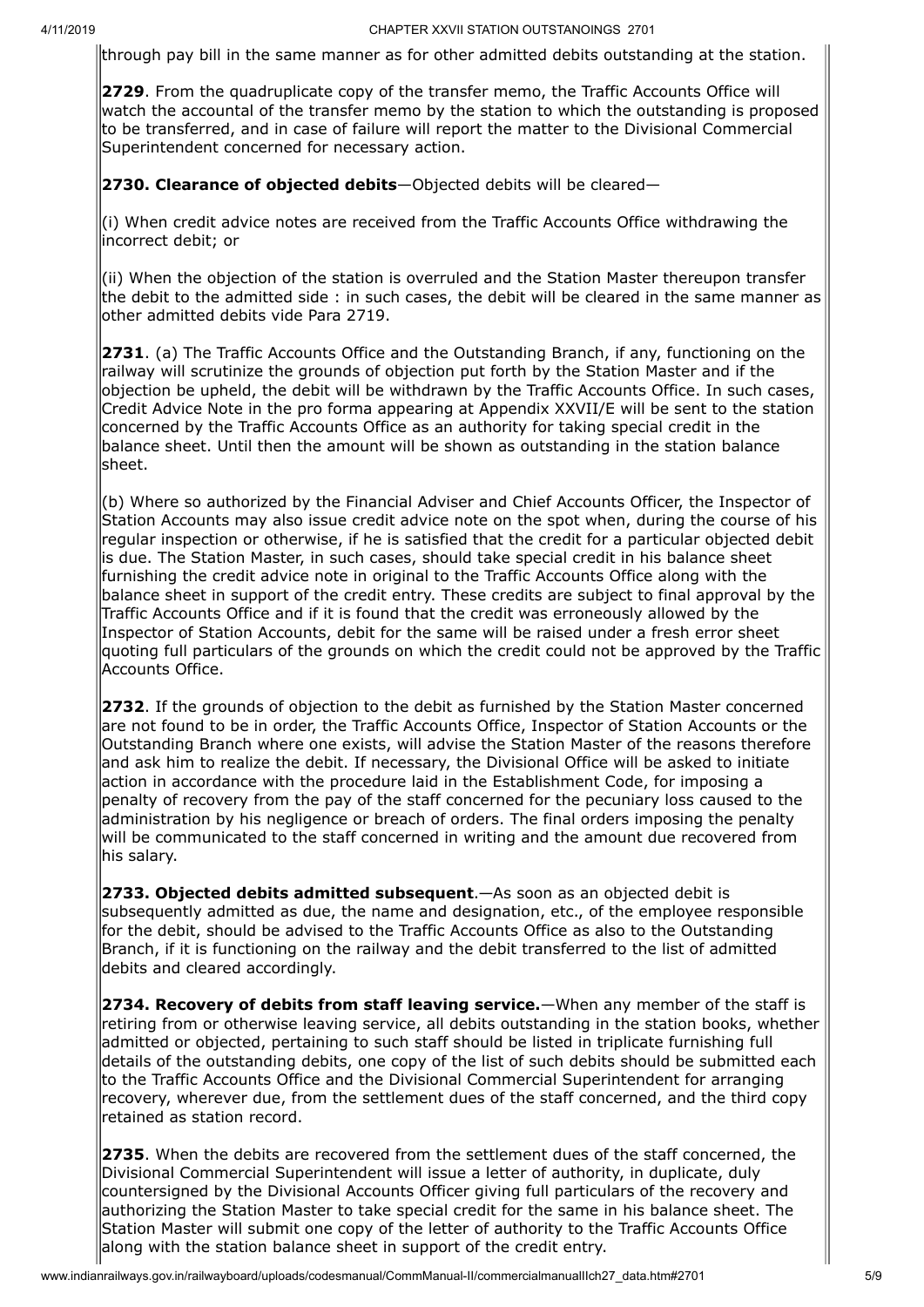through pay bill in the same manner as for other admitted debits outstanding at the station.

**2729**. From the quadruplicate copy of the transfer memo, the Traffic Accounts Office will watch the accountal of the transfer memo by the station to which the outstanding is proposed to be transferred, and in case of failure will report the matter to the Divisional Commercial Superintendent concerned for necessary action.

**2730. Clearance of objected debits**—Objected debits will be cleared—

(i) When credit advice notes are received from the Traffic Accounts Office withdrawing the incorrect debit; or

(ii) When the objection of the station is overruled and the Station Master thereupon transfer the debit to the admitted side : in such cases, the debit will be cleared in the same manner as other admitted debits vide Para 2719.

**2731**. (a) The Traffic Accounts Office and the Outstanding Branch, if any, functioning on the railway will scrutinize the grounds of objection put forth by the Station Master and if the objection be upheld, the debit will be withdrawn by the Traffic Accounts Office. In such cases, Credit Advice Note in the pro forma appearing at Appendix XXVII/E will be sent to the station concerned by the Traffic Accounts Office as an authority for taking special credit in the balance sheet. Until then the amount will be shown as outstanding in the station balance sheet.

(b) Where so authorized by the Financial Adviser and Chief Accounts Officer, the Inspector of Station Accounts may also issue credit advice note on the spot when, during the course of his regular inspection or otherwise, if he is satisfied that the credit for a particular objected debit is due. The Station Master, in such cases, should take special credit in his balance sheet furnishing the credit advice note in original to the Traffic Accounts Office along with the balance sheet in support of the credit entry. These credits are subject to final approval by the Traffic Accounts Office and if it is found that the credit was erroneously allowed by the Inspector of Station Accounts, debit for the same will be raised under a fresh error sheet quoting full particulars of the grounds on which the credit could not be approved by the Traffic Accounts Office.

**2732**. If the grounds of objection to the debit as furnished by the Station Master concerned are not found to be in order, the Traffic Accounts Office, Inspector of Station Accounts or the Outstanding Branch where one exists, will advise the Station Master of the reasons therefore and ask him to realize the debit. If necessary, the Divisional Office will be asked to initiate action in accordance with the procedure laid in the Establishment Code, for imposing a penalty of recovery from the pay of the staff concerned for the pecuniary loss caused to the administration by his negligence or breach of orders. The final orders imposing the penalty will be communicated to the staff concerned in writing and the amount due recovered from his salary.

**2733. Objected debits admitted subsequent**.—As soon as an objected debit is subsequently admitted as due, the name and designation, etc., of the employee responsible for the debit, should be advised to the Traffic Accounts Office as also to the Outstanding Branch, if it is functioning on the railway and the debit transferred to the list of admitted debits and cleared accordingly.

**2734. Recovery of debits from staff leaving service.**—When any member of the staff is retiring from or otherwise leaving service, all debits outstanding in the station books, whether admitted or objected, pertaining to such staff should be listed in triplicate furnishing full details of the outstanding debits, one copy of the list of such debits should be submitted each to the Traffic Accounts Office and the Divisional Commercial Superintendent for arranging recovery, wherever due, from the settlement dues of the staff concerned, and the third copy retained as station record.

**2735**. When the debits are recovered from the settlement dues of the staff concerned, the Divisional Commercial Superintendent will issue a letter of authority, in duplicate, duly countersigned by the Divisional Accounts Officer giving full particulars of the recovery and authorizing the Station Master to take special credit for the same in his balance sheet. The Station Master will submit one copy of the letter of authority to the Traffic Accounts Office along with the station balance sheet in support of the credit entry.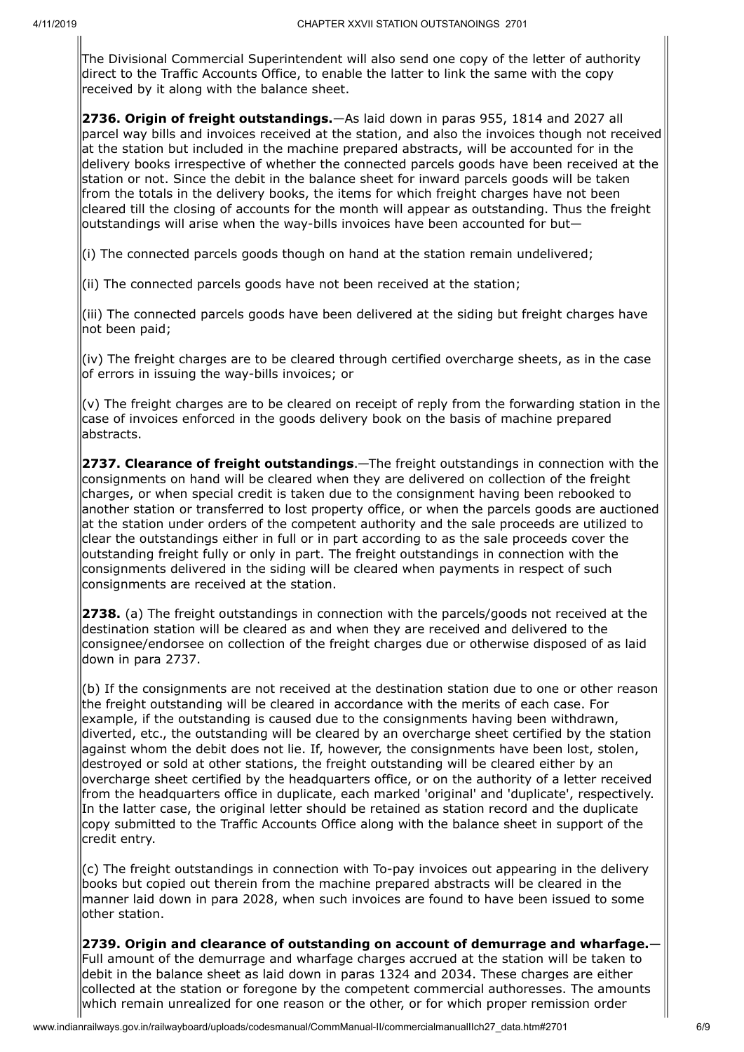The Divisional Commercial Superintendent will also send one copy of the letter of authority direct to the Traffic Accounts Office, to enable the latter to link the same with the copy received by it along with the balance sheet.

**2736. Origin of freight outstandings.**—As laid down in paras 955, 1814 and 2027 all parcel way bills and invoices received at the station, and also the invoices though not received at the station but included in the machine prepared abstracts, will be accounted for in the delivery books irrespective of whether the connected parcels goods have been received at the station or not. Since the debit in the balance sheet for inward parcels goods will be taken from the totals in the delivery books, the items for which freight charges have not been cleared till the closing of accounts for the month will appear as outstanding. Thus the freight outstandings will arise when the way-bills invoices have been accounted for but—

(i) The connected parcels goods though on hand at the station remain undelivered;

(ii) The connected parcels goods have not been received at the station;

(iii) The connected parcels goods have been delivered at the siding but freight charges have not been paid;

(iv) The freight charges are to be cleared through certified overcharge sheets, as in the case of errors in issuing the way-bills invoices; or

(v) The freight charges are to be cleared on receipt of reply from the forwarding station in the case of invoices enforced in the goods delivery book on the basis of machine prepared abstracts.

**2737. Clearance of freight outstandings**.—The freight outstandings in connection with the consignments on hand will be cleared when they are delivered on collection of the freight charges, or when special credit is taken due to the consignment having been rebooked to another station or transferred to lost property office, or when the parcels goods are auctioned at the station under orders of the competent authority and the sale proceeds are utilized to clear the outstandings either in full or in part according to as the sale proceeds cover the outstanding freight fully or only in part. The freight outstandings in connection with the consignments delivered in the siding will be cleared when payments in respect of such consignments are received at the station.

**2738.** (a) The freight outstandings in connection with the parcels/goods not received at the destination station will be cleared as and when they are received and delivered to the consignee/endorsee on collection of the freight charges due or otherwise disposed of as laid down in para 2737.

(b) If the consignments are not received at the destination station due to one or other reason the freight outstanding will be cleared in accordance with the merits of each case. For example, if the outstanding is caused due to the consignments having been withdrawn, diverted, etc., the outstanding will be cleared by an overcharge sheet certified by the station against whom the debit does not lie. If, however, the consignments have been lost, stolen, destroyed or sold at other stations, the freight outstanding will be cleared either by an overcharge sheet certified by the headquarters office, or on the authority of a letter received from the headquarters office in duplicate, each marked 'original' and 'duplicate', respectively. In the latter case, the original letter should be retained as station record and the duplicate copy submitted to the Traffic Accounts Office along with the balance sheet in support of the credit entry.

(c) The freight outstandings in connection with To-pay invoices out appearing in the delivery books but copied out therein from the machine prepared abstracts will be cleared in the manner laid down in para 2028, when such invoices are found to have been issued to some other station.

**2739. Origin and clearance of outstanding on account of demurrage and wharfage.**—Full amount of the demurrage and wharfage charges accrued at the station will be taken to debit in the balance sheet as laid down in paras 1324 and 2034. These charges are either collected at the station or foregone by the competent commercial authoresses. The amounts which remain unrealized for one reason or the other, or for which proper remission order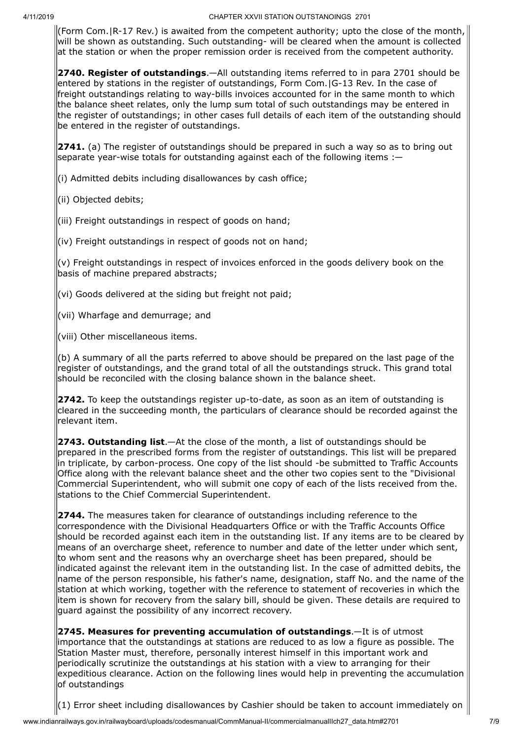(Form Com.|R-17 Rev.) is awaited from the competent authority; upto the close of the month, will be shown as outstanding. Such outstanding- will be cleared when the amount is collected at the station or when the proper remission order is received from the competent authority.

**2740. Register of outstandings**.—All outstanding items referred to in para 2701 should be entered by stations in the register of outstandings, Form Com.|G-13 Rev. In the case of freight outstandings relating to way-bills invoices accounted for in the same month to which the balance sheet relates, only the lump sum total of such outstandings may be entered in the register of outstandings; in other cases full details of each item of the outstanding should be entered in the register of outstandings.

**2741.** (a) The register of outstandings should be prepared in such a way so as to bring out separate year-wise totals for outstanding against each of the following items :—

(i) Admitted debits including disallowances by cash office;

(ii) Objected debits;

(iii) Freight outstandings in respect of goods on hand;

(iv) Freight outstandings in respect of goods not on hand;

(v) Freight outstandings in respect of invoices enforced in the goods delivery book on the basis of machine prepared abstracts;

(vi) Goods delivered at the siding but freight not paid;

(vii) Wharfage and demurrage; and

(viii) Other miscellaneous items.

(b) A summary of all the parts referred to above should be prepared on the last page of the register of outstandings, and the grand total of all the outstandings struck. This grand total should be reconciled with the closing balance shown in the balance sheet.

**2742.** To keep the outstandings register up-to-date, as soon as an item of outstanding is cleared in the succeeding month, the particulars of clearance should be recorded against the relevant item.

**2743. Outstanding list**.—At the close of the month, a list of outstandings should be prepared in the prescribed forms from the register of outstandings. This list will be prepared in triplicate, by carbon-process. One copy of the list should -be submitted to Traffic Accounts Office along with the relevant balance sheet and the other two copies sent to the "Divisional Commercial Superintendent, who will submit one copy of each of the lists received from the. stations to the Chief Commercial Superintendent.

**2744.** The measures taken for clearance of outstandings including reference to the correspondence with the Divisional Headquarters Office or with the Traffic Accounts Office should be recorded against each item in the outstanding list. If any items are to be cleared by means of an overcharge sheet, reference to number and date of the letter under which sent, to whom sent and the reasons why an overcharge sheet has been prepared, should be indicated against the relevant item in the outstanding list. In the case of admitted debits, the name of the person responsible, his father's name, designation, staff No. and the name of the station at which working, together with the reference to statement of recoveries in which the item is shown for recovery from the salary bill, should be given. These details are required to guard against the possibility of any incorrect recovery.

**2745. Measures for preventing accumulation of outstandings**.—It is of utmost importance that the outstandings at stations are reduced to as low a figure as possible. The Station Master must, therefore, personally interest himself in this important work and periodically scrutinize the outstandings at his station with a view to arranging for their expeditious clearance. Action on the following lines would help in preventing the accumulation of outstandings

(1) Error sheet including disallowances by Cashier should be taken to account immediately on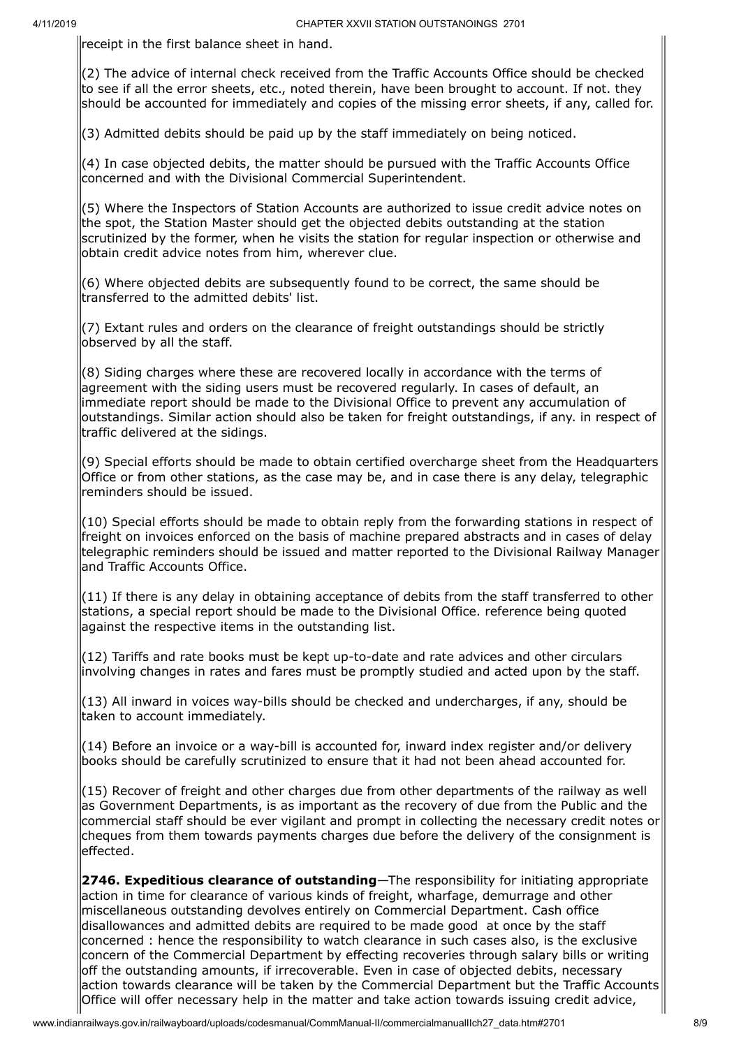receipt in the first balance sheet in hand.

(2) The advice of internal check received from the Traffic Accounts Office should be checked to see if all the error sheets, etc., noted therein, have been brought to account. If not. they should be accounted for immediately and copies of the missing error sheets, if any, called for.

(3) Admitted debits should be paid up by the staff immediately on being noticed.

(4) In case objected debits, the matter should be pursued with the Traffic Accounts Office concerned and with the Divisional Commercial Superintendent.

(5) Where the Inspectors of Station Accounts are authorized to issue credit advice notes on the spot, the Station Master should get the objected debits outstanding at the station scrutinized by the former, when he visits the station for regular inspection or otherwise and obtain credit advice notes from him, wherever clue.

(6) Where objected debits are subsequently found to be correct, the same should be transferred to the admitted debits' list.

(7) Extant rules and orders on the clearance of freight outstandings should be strictly observed by all the staff.

(8) Siding charges where these are recovered locally in accordance with the terms of agreement with the siding users must be recovered regularly. In cases of default, an immediate report should be made to the Divisional Office to prevent any accumulation of outstandings. Similar action should also be taken for freight outstandings, if any. in respect of traffic delivered at the sidings.

(9) Special efforts should be made to obtain certified overcharge sheet from the Headquarters Office or from other stations, as the case may be, and in case there is any delay, telegraphic reminders should be issued.

(10) Special efforts should be made to obtain reply from the forwarding stations in respect of freight on invoices enforced on the basis of machine prepared abstracts and in cases of delay telegraphic reminders should be issued and matter reported to the Divisional Railway Manager and Traffic Accounts Office.

(11) If there is any delay in obtaining acceptance of debits from the staff transferred to other stations, a special report should be made to the Divisional Office. reference being quoted against the respective items in the outstanding list.

(12) Tariffs and rate books must be kept up-to-date and rate advices and other circulars involving changes in rates and fares must be promptly studied and acted upon by the staff.

(13) All inward in voices way-bills should be checked and undercharges, if any, should be taken to account immediately.

(14) Before an invoice or a way-bill is accounted for, inward index register and/or delivery books should be carefully scrutinized to ensure that it had not been ahead accounted for.

(15) Recover of freight and other charges due from other departments of the railway as well as Government Departments, is as important as the recovery of due from the Public and the commercial staff should be ever vigilant and prompt in collecting the necessary credit notes or cheques from them towards payments charges due before the delivery of the consignment is effected.

**2746. Expeditious clearance of outstanding**—The responsibility for initiating appropriate action in time for clearance of various kinds of freight, wharfage, demurrage and other miscellaneous outstanding devolves entirely on Commercial Department. Cash office disallowances and admitted debits are required to be made good at once by the staff concerned : hence the responsibility to watch clearance in such cases also, is the exclusive concern of the Commercial Department by effecting recoveries through salary bills or writing off the outstanding amounts, if irrecoverable. Even in case of objected debits, necessary action towards clearance will be taken by the Commercial Department but the Traffic Accounts Office will offer necessary help in the matter and take action towards issuing credit advice,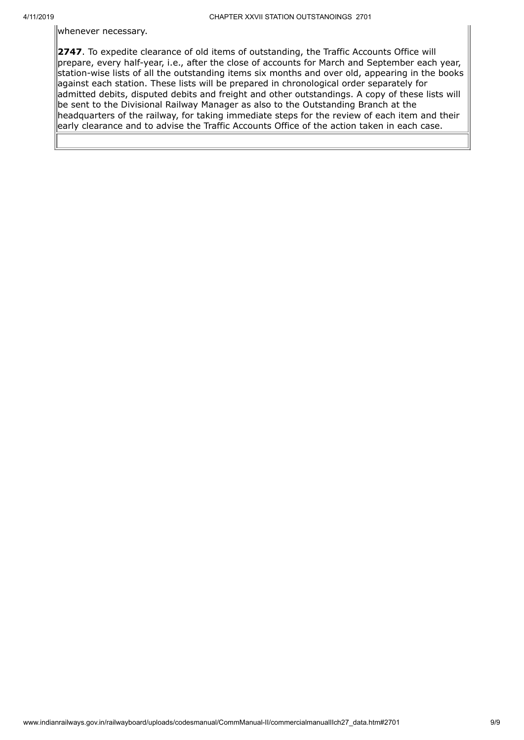whenever necessary.

**2747**. To expedite clearance of old items of outstanding, the Traffic Accounts Office will prepare, every half-year, i.e., after the close of accounts for March and September each year, station-wise lists of all the outstanding items six months and over old, appearing in the books against each station. These lists will be prepared in chronological order separately for admitted debits, disputed debits and freight and other outstandings. A copy of these lists will be sent to the Divisional Railway Manager as also to the Outstanding Branch at the headquarters of the railway, for taking immediate steps for the review of each item and their early clearance and to advise the Traffic Accounts Office of the action taken in each case.